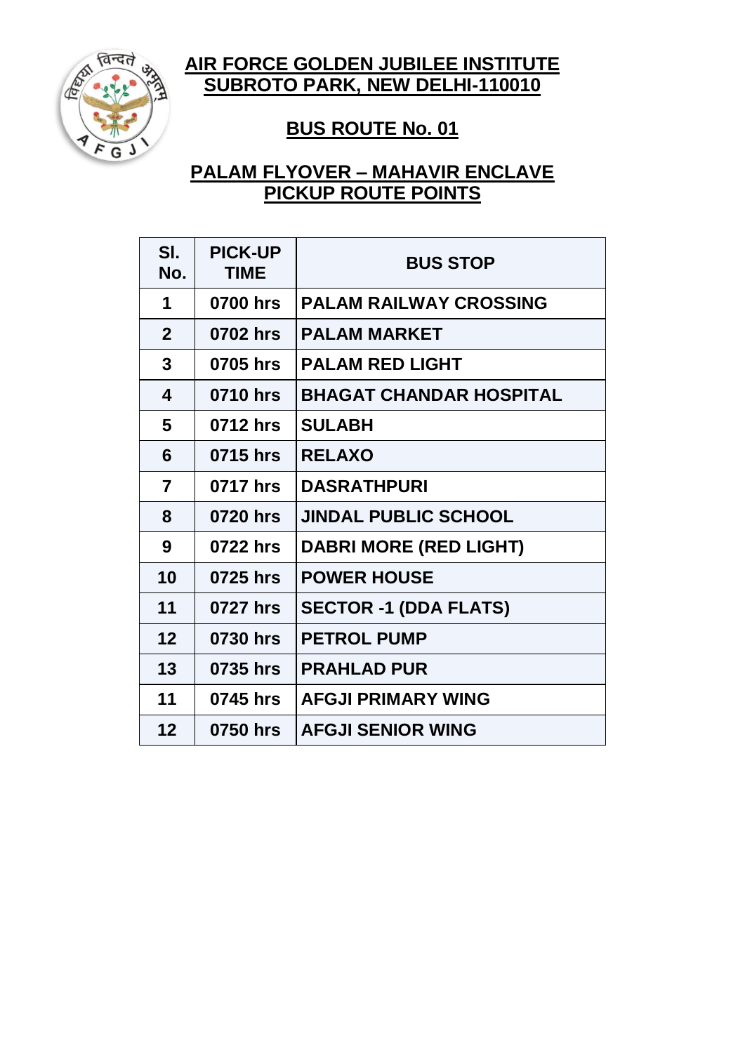# AIR FORCE GOLDEN JUBILEE INSTITUTE
# SUBROTO PARK, NEW DELHI-110010

## BUS ROUTE No. 01

## PALAM FLYOVER – MAHAVIR ENCLAVE PICKUP ROUTE POINTS

| Sl. No. | PICK-UP TIME | BUS STOP |
|---|---|---|
| 1 | 0700 hrs | PALAM RAILWAY CROSSING |
| 2 | 0702 hrs | PALAM MARKET |
| 3 | 0705 hrs | PALAM RED LIGHT |
| 4 | 0710 hrs | BHAGAT CHANDAR HOSPITAL |
| 5 | 0712 hrs | SULABH |
| 6 | 0715 hrs | RELAXO |
| 7 | 0717 hrs | DASRATHPURI |
| 8 | 0720 hrs | JINDAL PUBLIC SCHOOL |
| 9 | 0722 hrs | DABRI MORE (RED LIGHT) |
| 10 | 0725 hrs | POWER HOUSE |
| 11 | 0727 hrs | SECTOR -1 (DDA FLATS) |
| 12 | 0730 hrs | PETROL PUMP |
| 13 | 0735 hrs | PRAHLAD PUR |
| 11 | 0745 hrs | AFGJI PRIMARY WING |
| 12 | 0750 hrs | AFGJI SENIOR WING |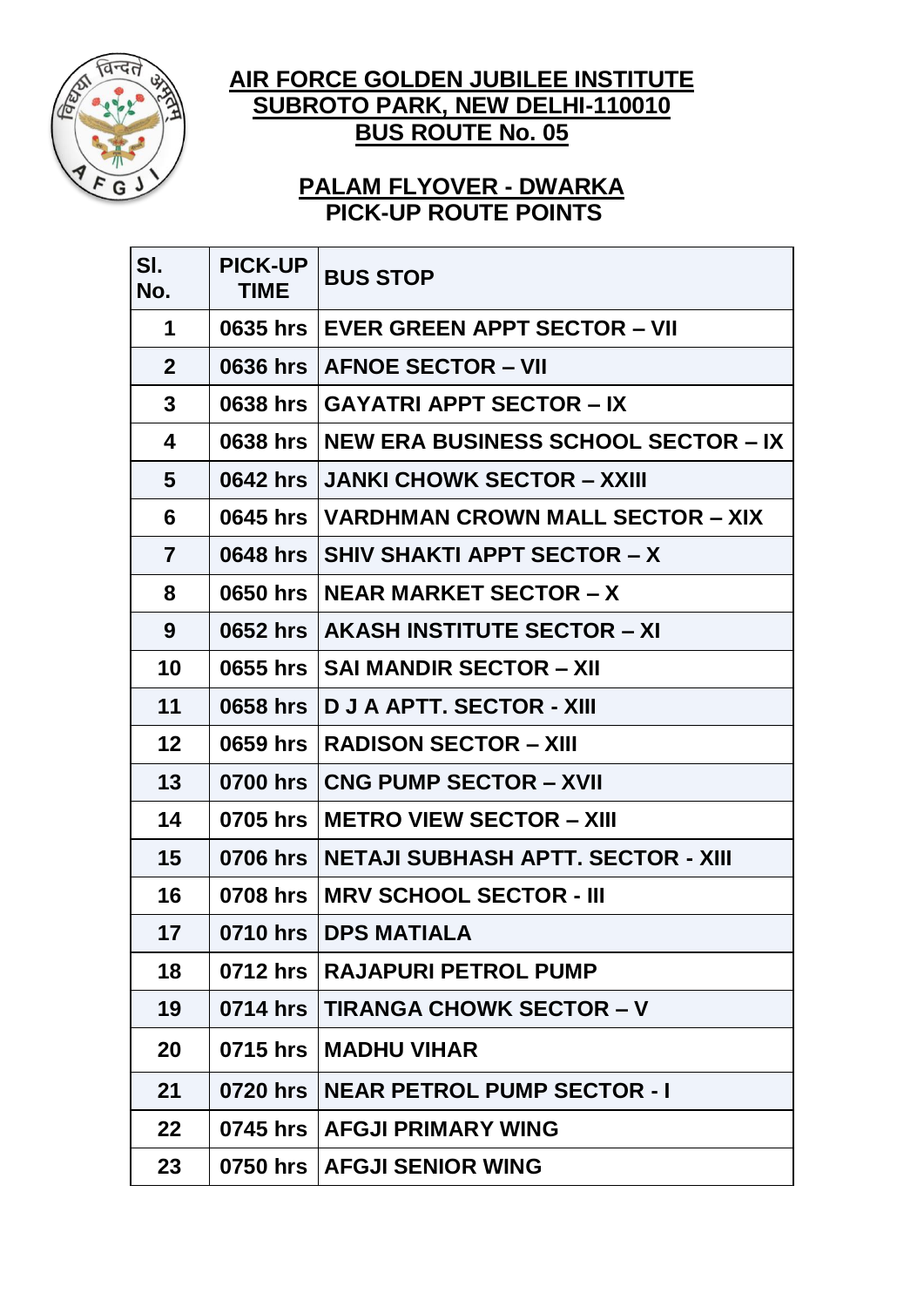# AIR FORCE GOLDEN JUBILEE INSTITUTE
## SUBROTO PARK, NEW DELHI-110010
## BUS ROUTE No. 05

## PALAM FLYOVER - DWARKA
## PICK-UP ROUTE POINTS

| Sl. No. | PICK-UP TIME | BUS STOP |
|---|---|---|
| 1 | 0635 hrs | EVER GREEN APPT SECTOR – VII |
| 2 | 0636 hrs | AFNOE SECTOR – VII |
| 3 | 0638 hrs | GAYATRI APPT SECTOR – IX |
| 4 | 0638 hrs | NEW ERA BUSINESS SCHOOL SECTOR – IX |
| 5 | 0642 hrs | JANKI CHOWK SECTOR – XXIII |
| 6 | 0645 hrs | VARDHMAN CROWN MALL SECTOR – XIX |
| 7 | 0648 hrs | SHIV SHAKTI APPT SECTOR – X |
| 8 | 0650 hrs | NEAR MARKET SECTOR – X |
| 9 | 0652 hrs | AKASH INSTITUTE SECTOR – XI |
| 10 | 0655 hrs | SAI MANDIR SECTOR – XII |
| 11 | 0658 hrs | D J A APTT. SECTOR - XIII |
| 12 | 0659 hrs | RADISON SECTOR – XIII |
| 13 | 0700 hrs | CNG PUMP SECTOR – XVII |
| 14 | 0705 hrs | METRO VIEW SECTOR – XIII |
| 15 | 0706 hrs | NETAJI SUBHASH APTT. SECTOR - XIII |
| 16 | 0708 hrs | MRV SCHOOL SECTOR - III |
| 17 | 0710 hrs | DPS MATIALA |
| 18 | 0712 hrs | RAJAPURI PETROL PUMP |
| 19 | 0714 hrs | TIRANGA CHOWK SECTOR – V |
| 20 | 0715 hrs | MADHU VIHAR |
| 21 | 0720 hrs | NEAR PETROL PUMP SECTOR - I |
| 22 | 0745 hrs | AFGJI PRIMARY WING |
| 23 | 0750 hrs | AFGJI SENIOR WING |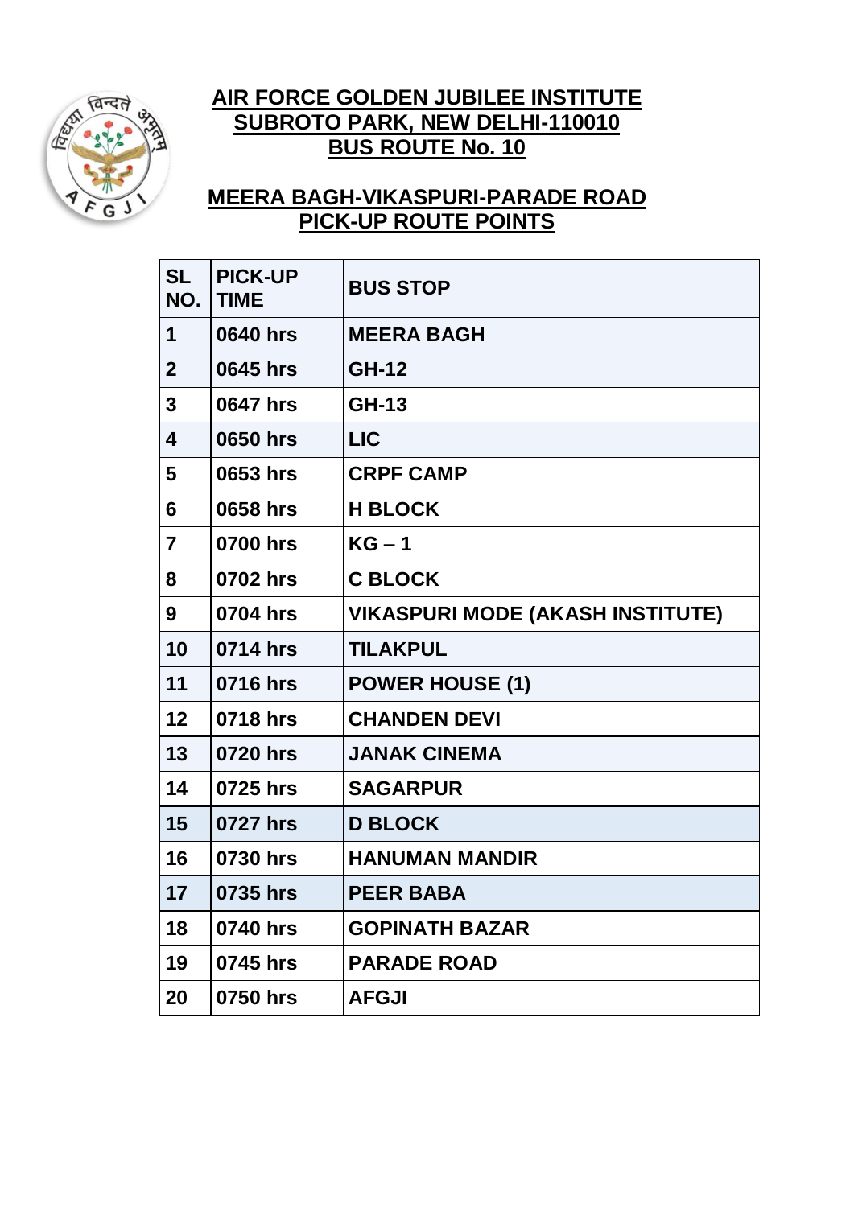# AIR FORCE GOLDEN JUBILEE INSTITUTE
# SUBROTO PARK, NEW DELHI-110010
# BUS ROUTE No. 10

## MEERA BAGH-VIKASPURI-PARADE ROAD
## PICK-UP ROUTE POINTS

| SL NO. | PICK-UP TIME | BUS STOP |
|---|---|---|
| 1 | 0640 hrs | MEERA BAGH |
| 2 | 0645 hrs | GH-12 |
| 3 | 0647 hrs | GH-13 |
| 4 | 0650 hrs | LIC |
| 5 | 0653 hrs | CRPF CAMP |
| 6 | 0658 hrs | H BLOCK |
| 7 | 0700 hrs | KG – 1 |
| 8 | 0702 hrs | C BLOCK |
| 9 | 0704 hrs | VIKASPURI MODE (AKASH INSTITUTE) |
| 10 | 0714 hrs | TILAKPUL |
| 11 | 0716 hrs | POWER HOUSE (1) |
| 12 | 0718 hrs | CHANDEN DEVI |
| 13 | 0720 hrs | JANAK CINEMA |
| 14 | 0725 hrs | SAGARPUR |
| 15 | 0727 hrs | D BLOCK |
| 16 | 0730 hrs | HANUMAN MANDIR |
| 17 | 0735 hrs | PEER BABA |
| 18 | 0740 hrs | GOPINATH BAZAR |
| 19 | 0745 hrs | PARADE ROAD |
| 20 | 0750 hrs | AFGJI |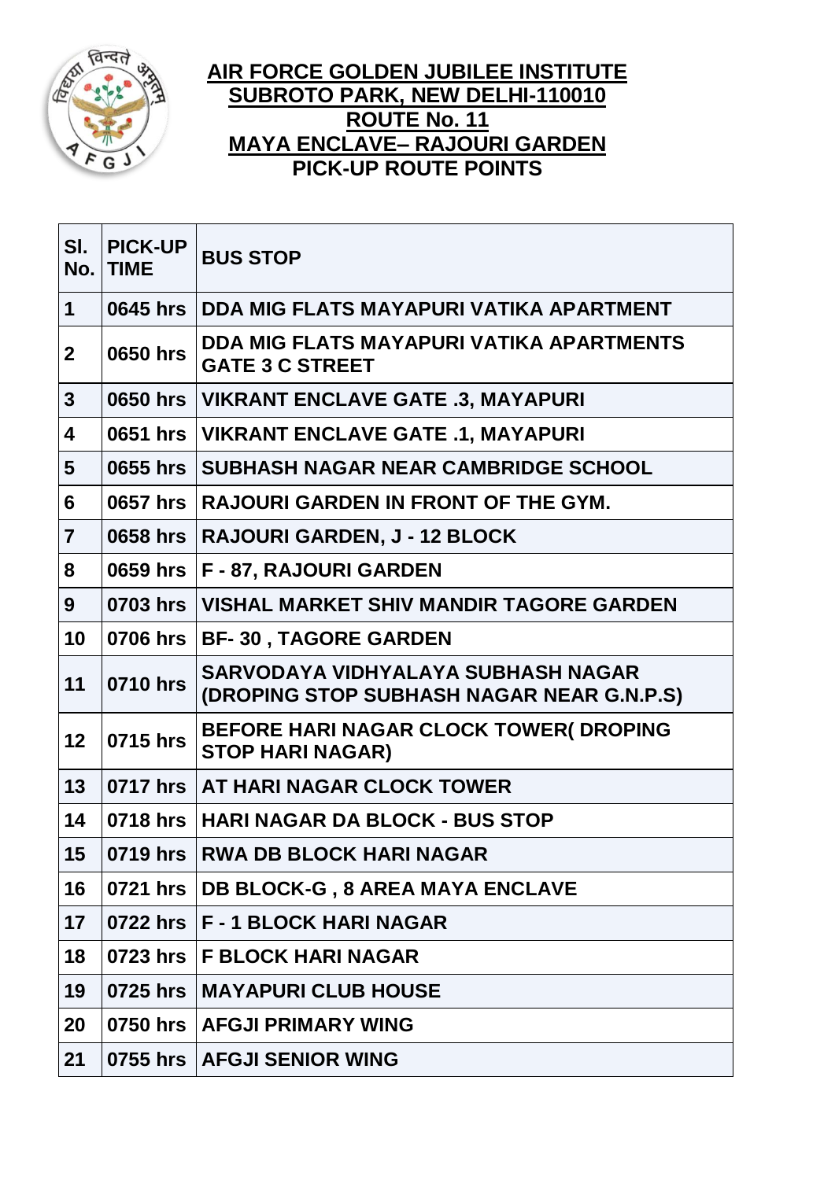# AIR FORCE GOLDEN JUBILEE INSTITUTE
## SUBROTO PARK, NEW DELHI-110010
## ROUTE No. 11
## MAYA ENCLAVE– RAJOURI GARDEN
## PICK-UP ROUTE POINTS

| Sl. No. | PICK-UP TIME | BUS STOP |
|---|---|---|
| 1 | 0645 hrs | DDA MIG FLATS MAYAPURI VATIKA APARTMENT |
| 2 | 0650 hrs | DDA MIG FLATS MAYAPURI VATIKA APARTMENTS GATE 3 C STREET |
| 3 | 0650 hrs | VIKRANT ENCLAVE GATE .3, MAYAPURI |
| 4 | 0651 hrs | VIKRANT ENCLAVE GATE .1, MAYAPURI |
| 5 | 0655 hrs | SUBHASH NAGAR NEAR CAMBRIDGE SCHOOL |
| 6 | 0657 hrs | RAJOURI GARDEN IN FRONT OF THE GYM. |
| 7 | 0658 hrs | RAJOURI GARDEN, J - 12 BLOCK |
| 8 | 0659 hrs | F - 87, RAJOURI GARDEN |
| 9 | 0703 hrs | VISHAL MARKET SHIV MANDIR TAGORE GARDEN |
| 10 | 0706 hrs | BF- 30 , TAGORE GARDEN |
| 11 | 0710 hrs | SARVODAYA VIDHYALAYA SUBHASH NAGAR (DROPING STOP SUBHASH NAGAR NEAR G.N.P.S) |
| 12 | 0715 hrs | BEFORE HARI NAGAR CLOCK TOWER( DROPING STOP HARI NAGAR) |
| 13 | 0717 hrs | AT HARI NAGAR CLOCK TOWER |
| 14 | 0718 hrs | HARI NAGAR DA BLOCK - BUS STOP |
| 15 | 0719 hrs | RWA DB BLOCK HARI NAGAR |
| 16 | 0721 hrs | DB BLOCK-G , 8 AREA MAYA ENCLAVE |
| 17 | 0722 hrs | F - 1 BLOCK HARI NAGAR |
| 18 | 0723 hrs | F BLOCK HARI NAGAR |
| 19 | 0725 hrs | MAYAPURI CLUB HOUSE |
| 20 | 0750 hrs | AFGJI PRIMARY WING |
| 21 | 0755 hrs | AFGJI SENIOR WING |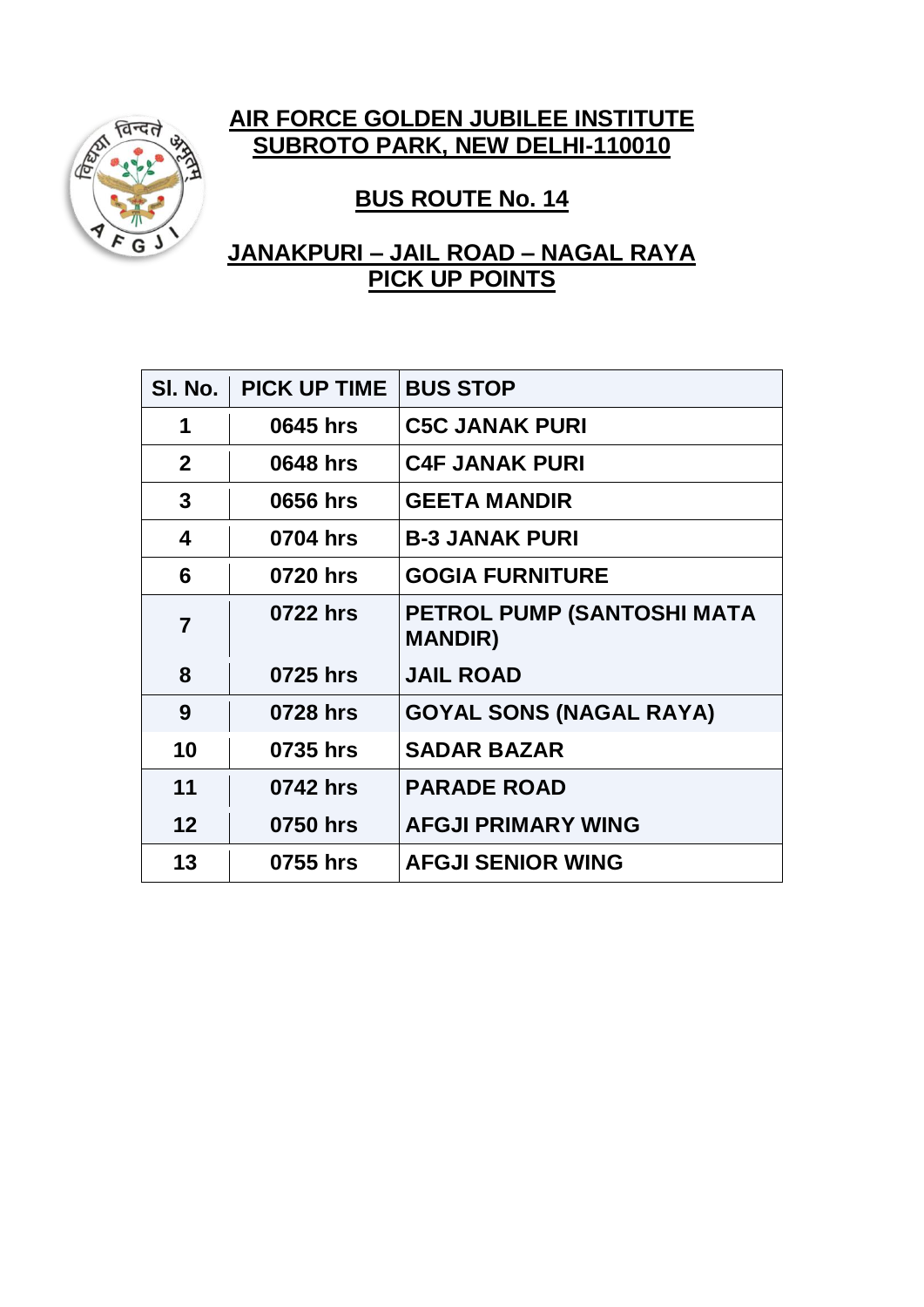# AIR FORCE GOLDEN JUBILEE INSTITUTE
# SUBROTO PARK, NEW DELHI-110010

## BUS ROUTE No. 14

## JANAKPURI – JAIL ROAD – NAGAL RAYA PICK UP POINTS

| Sl. No. | PICK UP TIME | BUS STOP |
|---|---|---|
| 1 | 0645 hrs | C5C JANAK PURI |
| 2 | 0648 hrs | C4F JANAK PURI |
| 3 | 0656 hrs | GEETA MANDIR |
| 4 | 0704 hrs | B-3 JANAK PURI |
| 6 | 0720 hrs | GOGIA FURNITURE |
| 7 | 0722 hrs | PETROL PUMP (SANTOSHI MATA MANDIR) |
| 8 | 0725 hrs | JAIL ROAD |
| 9 | 0728 hrs | GOYAL SONS (NAGAL RAYA) |
| 10 | 0735 hrs | SADAR BAZAR |
| 11 | 0742 hrs | PARADE ROAD |
| 12 | 0750 hrs | AFGJI PRIMARY WING |
| 13 | 0755 hrs | AFGJI SENIOR WING |